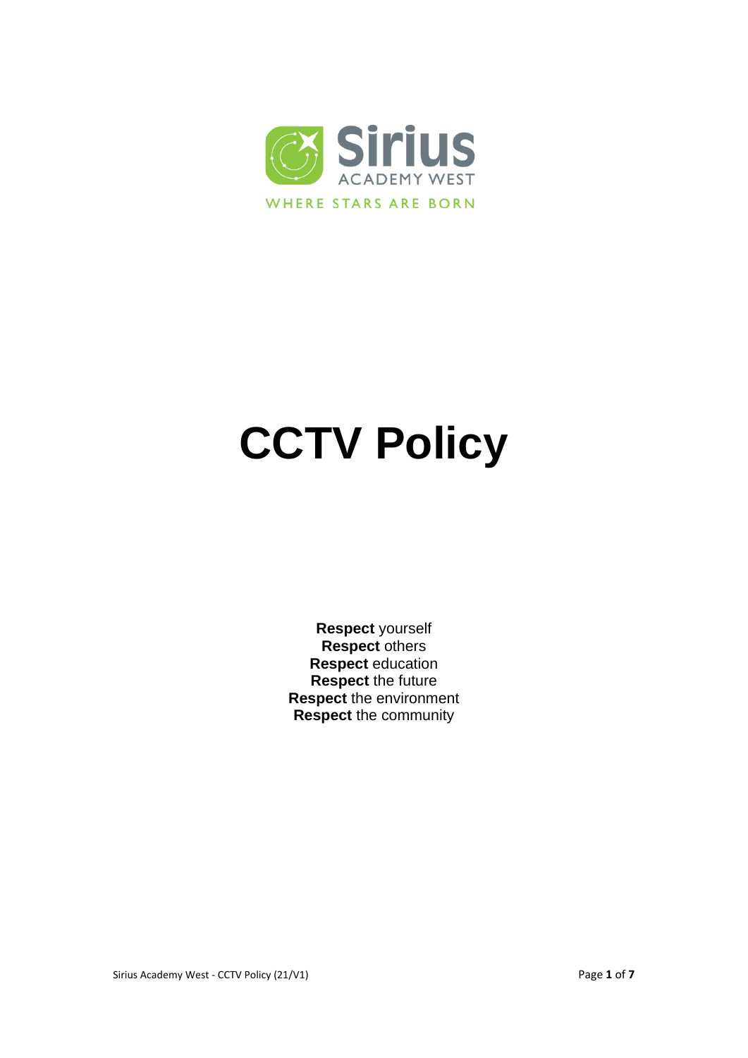Sirius

ACADEMY WEST

WHERE STARS ARE BORN

# CCTV Policy

**Respect** yourself
**Respect** others
**Respect** education
**Respect** the future
**Respect** the environment
**Respect** the community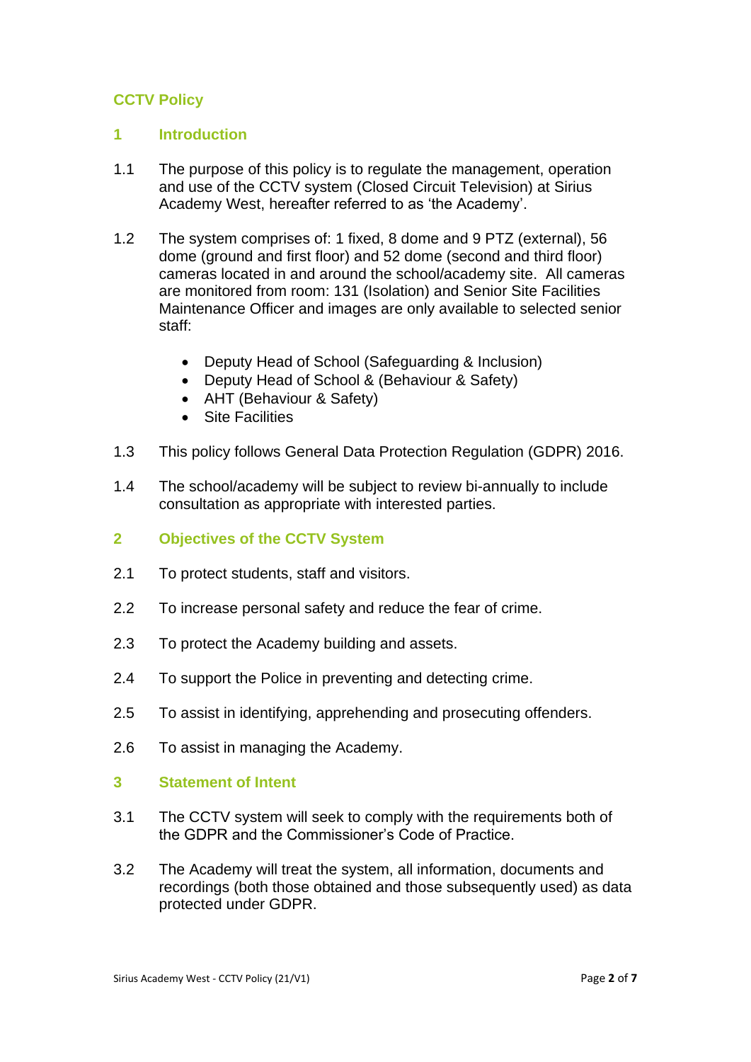# CCTV Policy

## 1 Introduction

1.1 The purpose of this policy is to regulate the management, operation and use of the CCTV system (Closed Circuit Television) at Sirius Academy West, hereafter referred to as 'the Academy'.

1.2 The system comprises of: 1 fixed, 8 dome and 9 PTZ (external), 56 dome (ground and first floor) and 52 dome (second and third floor) cameras located in and around the school/academy site. All cameras are monitored from room: 131 (Isolation) and Senior Site Facilities Maintenance Officer and images are only available to selected senior staff:

- Deputy Head of School (Safeguarding & Inclusion)
- Deputy Head of School & (Behaviour & Safety)
- AHT (Behaviour & Safety)
- Site Facilities

1.3 This policy follows General Data Protection Regulation (GDPR) 2016.

1.4 The school/academy will be subject to review bi-annually to include consultation as appropriate with interested parties.

## 2 Objectives of the CCTV System

2.1 To protect students, staff and visitors.

2.2 To increase personal safety and reduce the fear of crime.

2.3 To protect the Academy building and assets.

2.4 To support the Police in preventing and detecting crime.

2.5 To assist in identifying, apprehending and prosecuting offenders.

2.6 To assist in managing the Academy.

## 3 Statement of Intent

3.1 The CCTV system will seek to comply with the requirements both of the GDPR and the Commissioner's Code of Practice.

3.2 The Academy will treat the system, all information, documents and recordings (both those obtained and those subsequently used) as data protected under GDPR.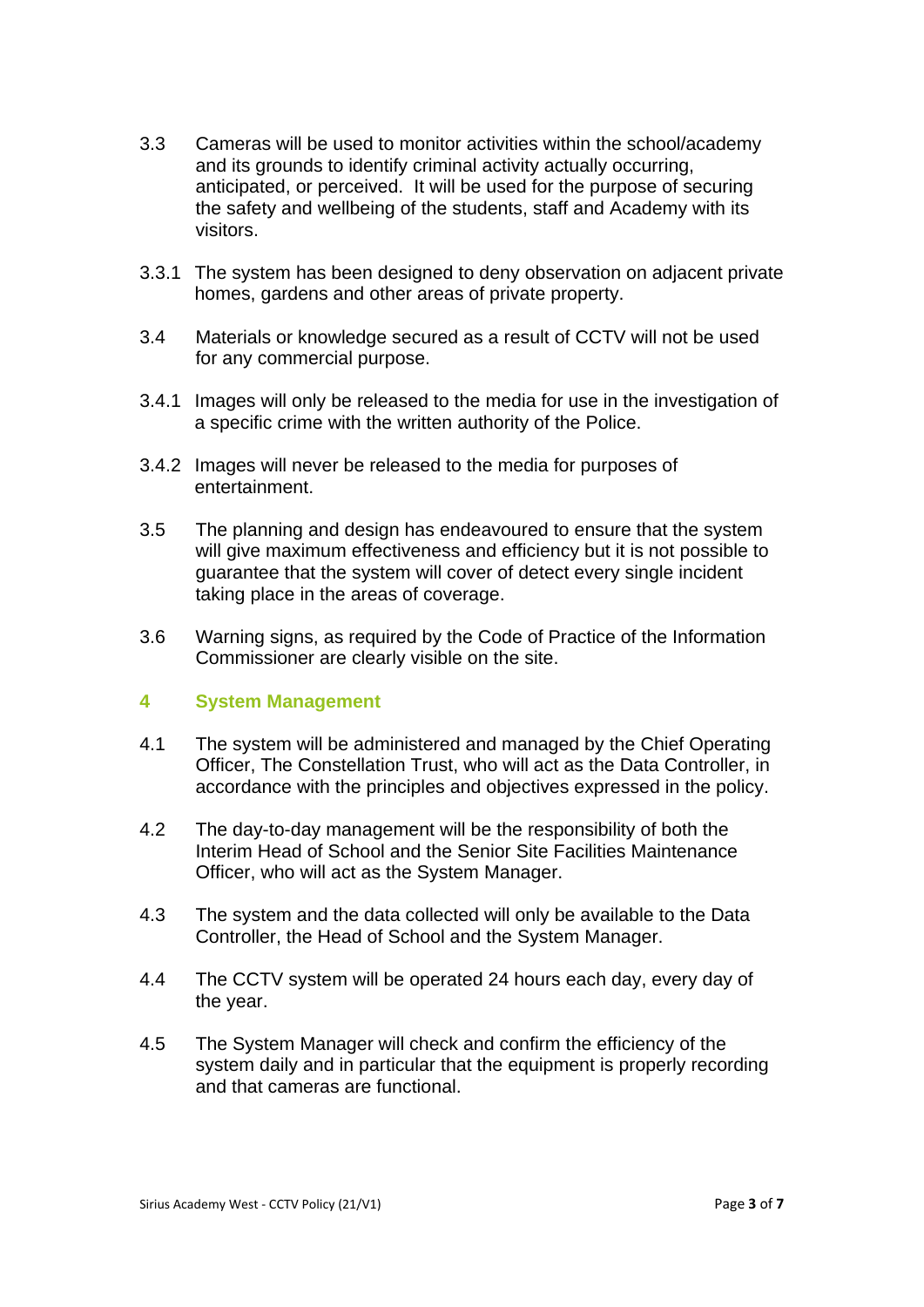3.3 Cameras will be used to monitor activities within the school/academy and its grounds to identify criminal activity actually occurring, anticipated, or perceived. It will be used for the purpose of securing the safety and wellbeing of the students, staff and Academy with its visitors.

3.3.1 The system has been designed to deny observation on adjacent private homes, gardens and other areas of private property.

3.4 Materials or knowledge secured as a result of CCTV will not be used for any commercial purpose.

3.4.1 Images will only be released to the media for use in the investigation of a specific crime with the written authority of the Police.

3.4.2 Images will never be released to the media for purposes of entertainment.

3.5 The planning and design has endeavoured to ensure that the system will give maximum effectiveness and efficiency but it is not possible to guarantee that the system will cover of detect every single incident taking place in the areas of coverage.

3.6 Warning signs, as required by the Code of Practice of the Information Commissioner are clearly visible on the site.

## 4 System Management

4.1 The system will be administered and managed by the Chief Operating Officer, The Constellation Trust, who will act as the Data Controller, in accordance with the principles and objectives expressed in the policy.

4.2 The day-to-day management will be the responsibility of both the Interim Head of School and the Senior Site Facilities Maintenance Officer, who will act as the System Manager.

4.3 The system and the data collected will only be available to the Data Controller, the Head of School and the System Manager.

4.4 The CCTV system will be operated 24 hours each day, every day of the year.

4.5 The System Manager will check and confirm the efficiency of the system daily and in particular that the equipment is properly recording and that cameras are functional.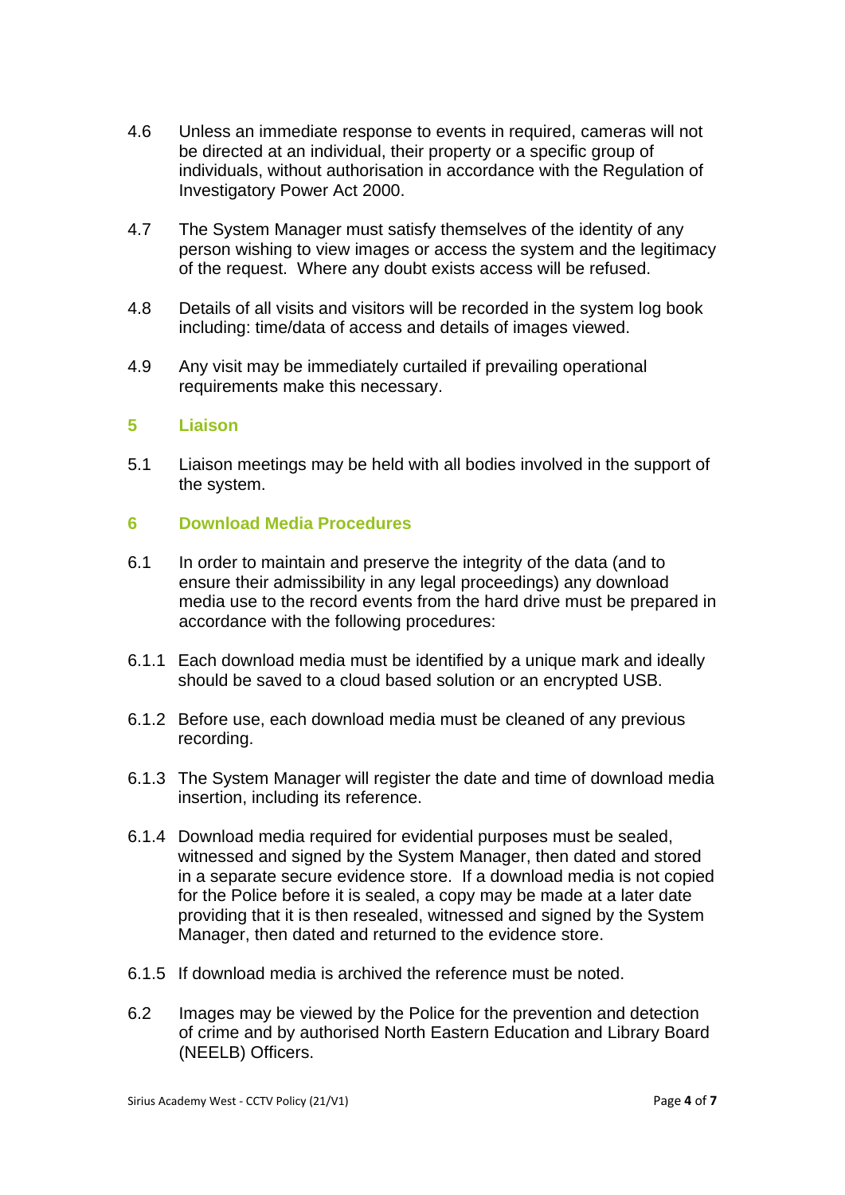4.6 Unless an immediate response to events in required, cameras will not be directed at an individual, their property or a specific group of individuals, without authorisation in accordance with the Regulation of Investigatory Power Act 2000.

4.7 The System Manager must satisfy themselves of the identity of any person wishing to view images or access the system and the legitimacy of the request. Where any doubt exists access will be refused.

4.8 Details of all visits and visitors will be recorded in the system log book including: time/data of access and details of images viewed.

4.9 Any visit may be immediately curtailed if prevailing operational requirements make this necessary.

## 5 Liaison

5.1 Liaison meetings may be held with all bodies involved in the support of the system.

## 6 Download Media Procedures

6.1 In order to maintain and preserve the integrity of the data (and to ensure their admissibility in any legal proceedings) any download media use to the record events from the hard drive must be prepared in accordance with the following procedures:

6.1.1 Each download media must be identified by a unique mark and ideally should be saved to a cloud based solution or an encrypted USB.

6.1.2 Before use, each download media must be cleaned of any previous recording.

6.1.3 The System Manager will register the date and time of download media insertion, including its reference.

6.1.4 Download media required for evidential purposes must be sealed, witnessed and signed by the System Manager, then dated and stored in a separate secure evidence store. If a download media is not copied for the Police before it is sealed, a copy may be made at a later date providing that it is then resealed, witnessed and signed by the System Manager, then dated and returned to the evidence store.

6.1.5 If download media is archived the reference must be noted.

6.2 Images may be viewed by the Police for the prevention and detection of crime and by authorised North Eastern Education and Library Board (NEELB) Officers.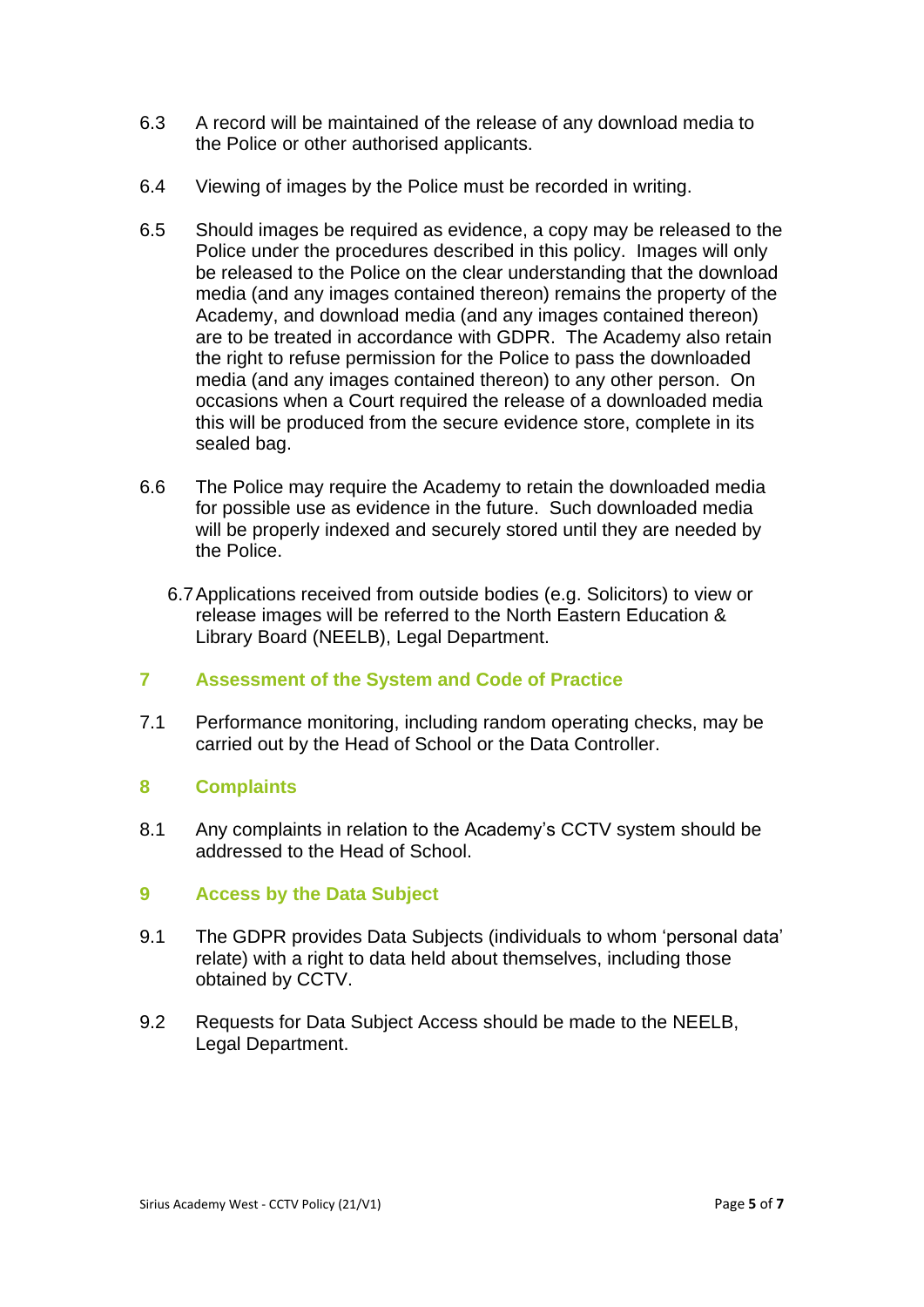6.3 A record will be maintained of the release of any download media to the Police or other authorised applicants.

6.4 Viewing of images by the Police must be recorded in writing.

6.5 Should images be required as evidence, a copy may be released to the Police under the procedures described in this policy. Images will only be released to the Police on the clear understanding that the download media (and any images contained thereon) remains the property of the Academy, and download media (and any images contained thereon) are to be treated in accordance with GDPR. The Academy also retain the right to refuse permission for the Police to pass the downloaded media (and any images contained thereon) to any other person. On occasions when a Court required the release of a downloaded media this will be produced from the secure evidence store, complete in its sealed bag.

6.6 The Police may require the Academy to retain the downloaded media for possible use as evidence in the future. Such downloaded media will be properly indexed and securely stored until they are needed by the Police.

6.7 Applications received from outside bodies (e.g. Solicitors) to view or release images will be referred to the North Eastern Education & Library Board (NEELB), Legal Department.

## 7 Assessment of the System and Code of Practice

7.1 Performance monitoring, including random operating checks, may be carried out by the Head of School or the Data Controller.

## 8 Complaints

8.1 Any complaints in relation to the Academy's CCTV system should be addressed to the Head of School.

## 9 Access by the Data Subject

9.1 The GDPR provides Data Subjects (individuals to whom 'personal data' relate) with a right to data held about themselves, including those obtained by CCTV.

9.2 Requests for Data Subject Access should be made to the NEELB, Legal Department.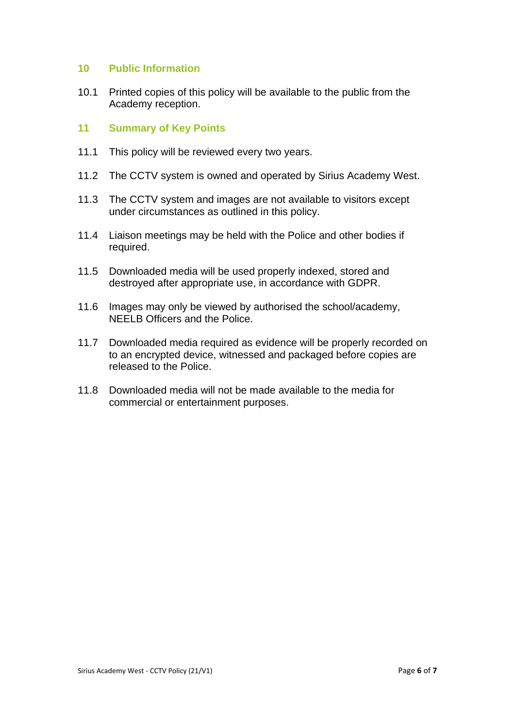## 10 Public Information

10.1 Printed copies of this policy will be available to the public from the Academy reception.

## 11 Summary of Key Points

11.1 This policy will be reviewed every two years.

11.2 The CCTV system is owned and operated by Sirius Academy West.

11.3 The CCTV system and images are not available to visitors except under circumstances as outlined in this policy.

11.4 Liaison meetings may be held with the Police and other bodies if required.

11.5 Downloaded media will be used properly indexed, stored and destroyed after appropriate use, in accordance with GDPR.

11.6 Images may only be viewed by authorised the school/academy, NEELB Officers and the Police.

11.7 Downloaded media required as evidence will be properly recorded on to an encrypted device, witnessed and packaged before copies are released to the Police.

11.8 Downloaded media will not be made available to the media for commercial or entertainment purposes.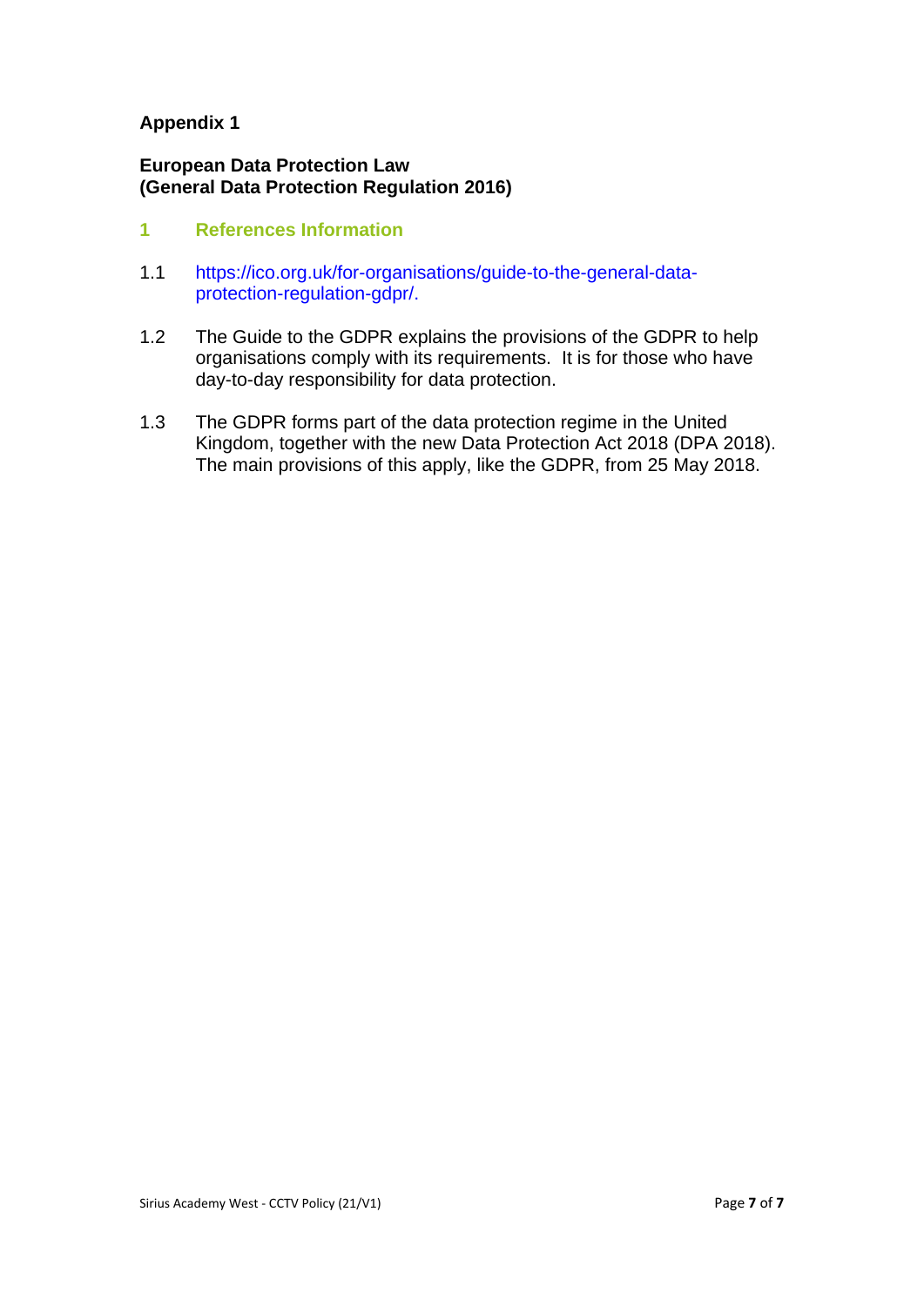**Appendix 1**

**European Data Protection Law**
**(General Data Protection Regulation 2016)**

## 1 References Information

1.1 https://ico.org.uk/for-organisations/guide-to-the-general-data-protection-regulation-gdpr/.

1.2 The Guide to the GDPR explains the provisions of the GDPR to help organisations comply with its requirements. It is for those who have day-to-day responsibility for data protection.

1.3 The GDPR forms part of the data protection regime in the United Kingdom, together with the new Data Protection Act 2018 (DPA 2018). The main provisions of this apply, like the GDPR, from 25 May 2018.